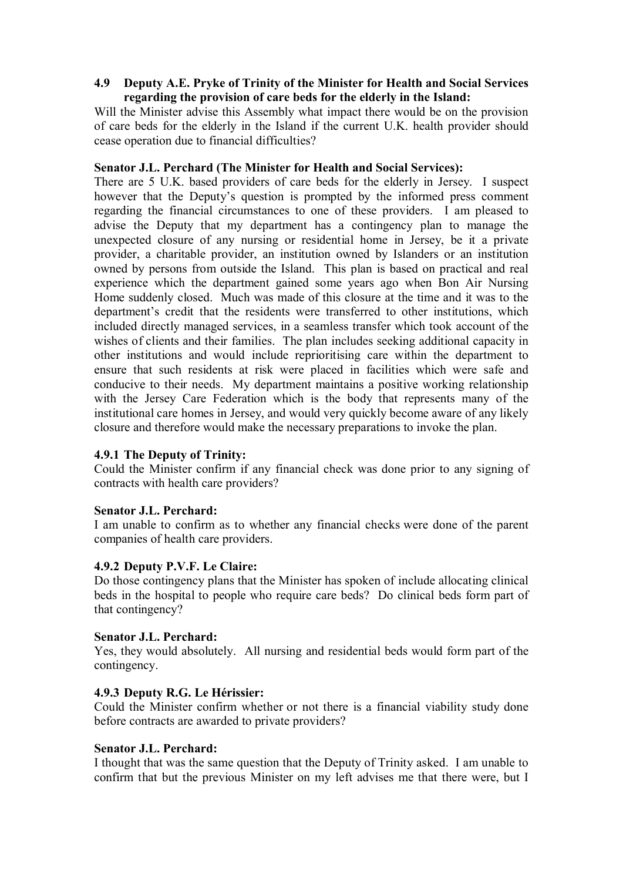### 4.9 Deputy A.E. Pryke of Trinity of the Minister for Health and Social Services regarding the provision of care beds for the elderly in the Island:

Will the Minister advise this Assembly what impact there would be on the provision of care beds for the elderly in the Island if the current U.K. health provider should cease operation due to financial difficulties?

**Senator J.L. Perchard (The Minister for Health and Social Services):**

There are 5 U.K. based providers of care beds for the elderly in Jersey. I suspect however that the Deputy's question is prompted by the informed press comment regarding the financial circumstances to one of these providers. I am pleased to advise the Deputy that my department has a contingency plan to manage the unexpected closure of any nursing or residential home in Jersey, be it a private provider, a charitable provider, an institution owned by Islanders or an institution owned by persons from outside the Island. This plan is based on practical and real experience which the department gained some years ago when Bon Air Nursing Home suddenly closed. Much was made of this closure at the time and it was to the department's credit that the residents were transferred to other institutions, which included directly managed services, in a seamless transfer which took account of the wishes of clients and their families. The plan includes seeking additional capacity in other institutions and would include reprioritising care within the department to ensure that such residents at risk were placed in facilities which were safe and conducive to their needs. My department maintains a positive working relationship with the Jersey Care Federation which is the body that represents many of the institutional care homes in Jersey, and would very quickly become aware of any likely closure and therefore would make the necessary preparations to invoke the plan.

#### 4.9.1 The Deputy of Trinity:

Could the Minister confirm if any financial check was done prior to any signing of contracts with health care providers?

**Senator J.L. Perchard:**

I am unable to confirm as to whether any financial checks were done of the parent companies of health care providers.

#### 4.9.2 Deputy P.V.F. Le Claire:

Do those contingency plans that the Minister has spoken of include allocating clinical beds in the hospital to people who require care beds? Do clinical beds form part of that contingency?

**Senator J.L. Perchard:**

Yes, they would absolutely. All nursing and residential beds would form part of the contingency.

#### 4.9.3 Deputy R.G. Le Hérissier:

Could the Minister confirm whether or not there is a financial viability study done before contracts are awarded to private providers?

**Senator J.L. Perchard:**

I thought that was the same question that the Deputy of Trinity asked. I am unable to confirm that but the previous Minister on my left advises me that there were, but I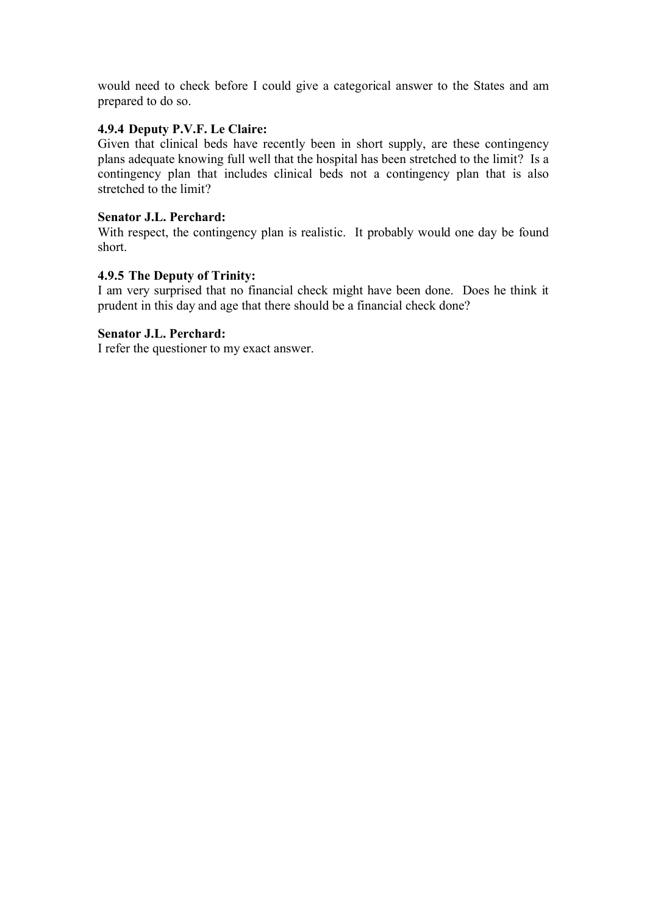would need to check before I could give a categorical answer to the States and am prepared to do so.

**4.9.4 Deputy P.V.F. Le Claire:**

Given that clinical beds have recently been in short supply, are these contingency plans adequate knowing full well that the hospital has been stretched to the limit? Is a contingency plan that includes clinical beds not a contingency plan that is also stretched to the limit?

**Senator J.L. Perchard:**

With respect, the contingency plan is realistic. It probably would one day be found short.

**4.9.5 The Deputy of Trinity:**

I am very surprised that no financial check might have been done. Does he think it prudent in this day and age that there should be a financial check done?

**Senator J.L. Perchard:**

I refer the questioner to my exact answer.